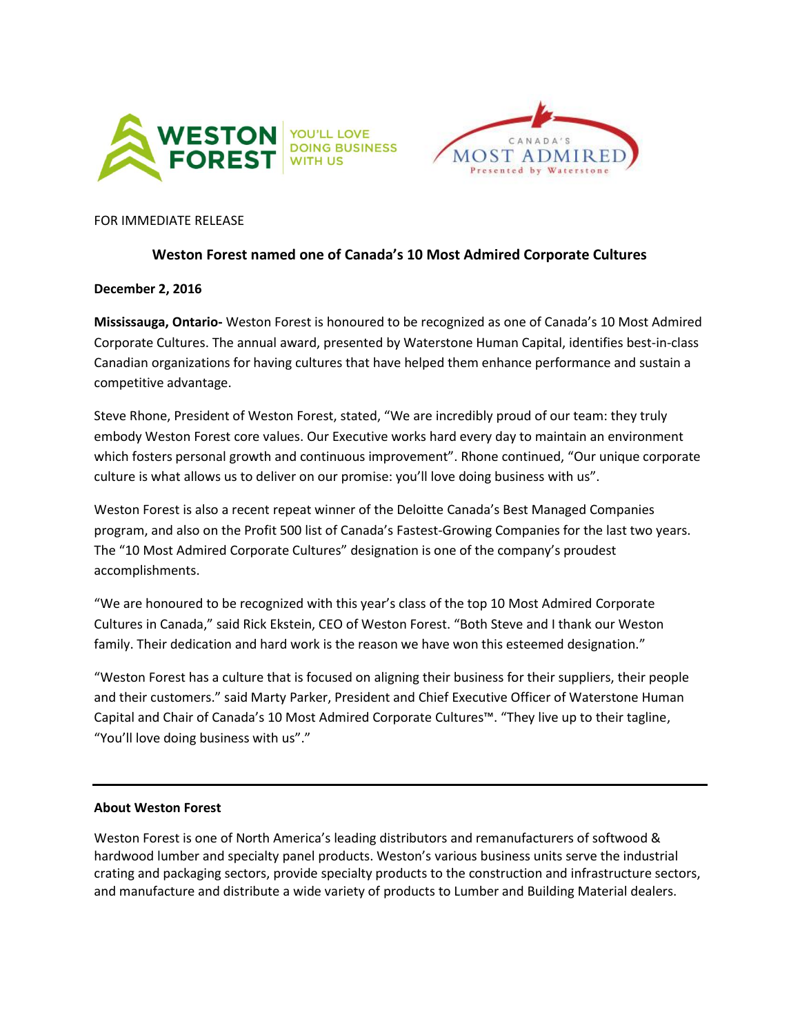FOR IMMEDIATE RELEASE

**Weston Forest named one of Canada's 10 Most Admired Corporate Cultures**

**December 2, 2016**

**Mississauga, Ontario-** Weston Forest is honoured to be recognized as one of Canada's 10 Most Admired Corporate Cultures. The annual award, presented by Waterstone Human Capital, identifies best-in-class Canadian organizations for having cultures that have helped them enhance performance and sustain a competitive advantage.

Steve Rhone, President of Weston Forest, stated, "We are incredibly proud of our team: they truly embody Weston Forest core values. Our Executive works hard every day to maintain an environment which fosters personal growth and continuous improvement". Rhone continued, "Our unique corporate culture is what allows us to deliver on our promise: you'll love doing business with us".

Weston Forest is also a recent repeat winner of the Deloitte Canada's Best Managed Companies program, and also on the Profit 500 list of Canada's Fastest-Growing Companies for the last two years. The "10 Most Admired Corporate Cultures" designation is one of the company's proudest accomplishments.

"We are honoured to be recognized with this year's class of the top 10 Most Admired Corporate Cultures in Canada," said Rick Ekstein, CEO of Weston Forest. "Both Steve and I thank our Weston family. Their dedication and hard work is the reason we have won this esteemed designation."

"Weston Forest has a culture that is focused on aligning their business for their suppliers, their people and their customers." said Marty Parker, President and Chief Executive Officer of Waterstone Human Capital and Chair of Canada's 10 Most Admired Corporate Cultures™. "They live up to their tagline, "You'll love doing business with us"."

---

**About Weston Forest**

Weston Forest is one of North America's leading distributors and remanufacturers of softwood & hardwood lumber and specialty panel products. Weston's various business units serve the industrial crating and packaging sectors, provide specialty products to the construction and infrastructure sectors, and manufacture and distribute a wide variety of products to Lumber and Building Material dealers.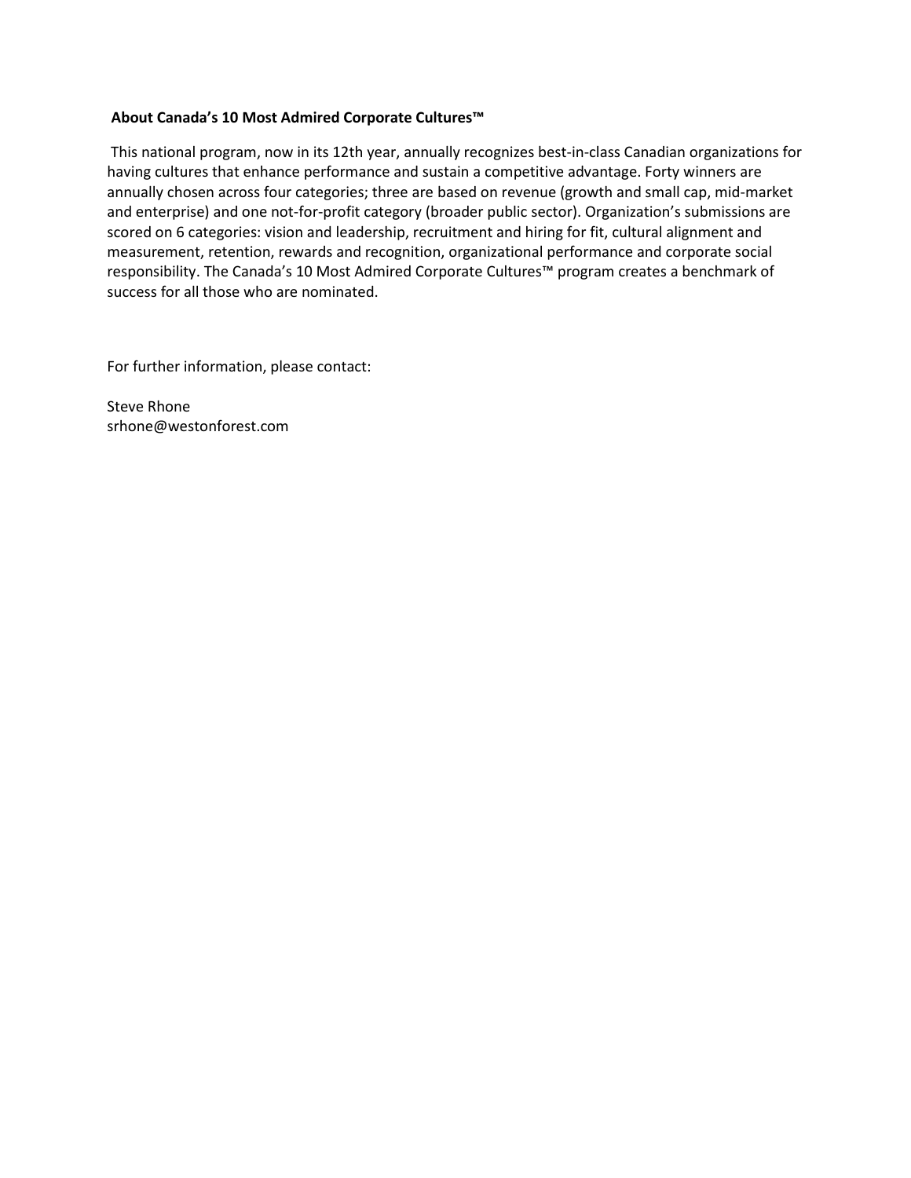**About Canada's 10 Most Admired Corporate Cultures™**

This national program, now in its 12th year, annually recognizes best-in-class Canadian organizations for having cultures that enhance performance and sustain a competitive advantage. Forty winners are annually chosen across four categories; three are based on revenue (growth and small cap, mid-market and enterprise) and one not-for-profit category (broader public sector). Organization's submissions are scored on 6 categories: vision and leadership, recruitment and hiring for fit, cultural alignment and measurement, retention, rewards and recognition, organizational performance and corporate social responsibility. The Canada's 10 Most Admired Corporate Cultures™ program creates a benchmark of success for all those who are nominated.

For further information, please contact:

Steve Rhone
srhone@westonforest.com